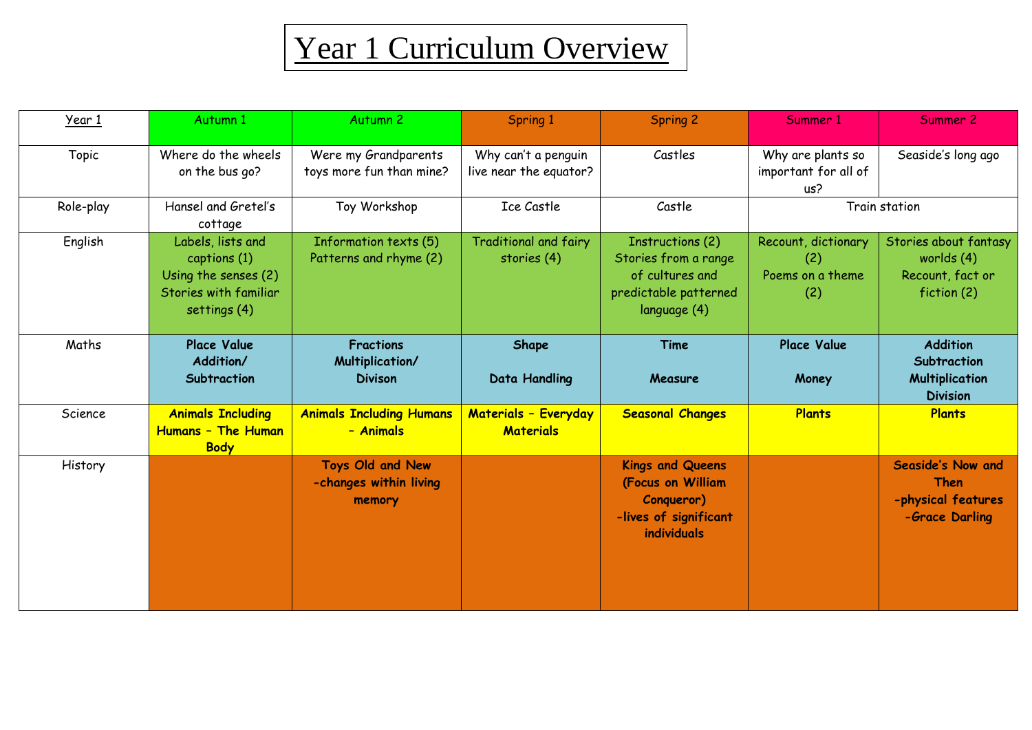# Year 1 Curriculum Overview

| Year 1 | Autumn 1 | Autumn 2 | Spring 1 | Spring 2 | Summer 1 | Summer 2 |
|---|---|---|---|---|---|---|
| Topic | Where do the wheels on the bus go? | Were my Grandparents toys more fun than mine? | Why can't a penguin live near the equator? | Castles | Why are plants so important for all of us? | Seaside's long ago |
| Role-play | Hansel and Gretel's cottage | Toy Workshop | Ice Castle | Castle | Train station | |
| English | Labels, lists and captions (1)<br>Using the senses (2)<br>Stories with familiar settings (4) | Information texts (5)<br>Patterns and rhyme (2) | Traditional and fairy stories (4) | Instructions (2)<br>Stories from a range of cultures and predictable patterned language (4) | Recount, dictionary (2)<br>Poems on a theme (2) | Stories about fantasy worlds (4)<br>Recount, fact or fiction (2) |
| Maths | **Place Value**<br>**Addition/ Subtraction** | **Fractions**<br>**Multiplication/ Divison** | **Shape**<br>**Data Handling** | **Time**<br>**Measure** | **Place Value**<br>**Money** | **Addition**<br>**Subtraction**<br>**Multiplication**<br>**Division** |
| Science | **Animals Including Humans – The Human Body** | **Animals Including Humans – Animals** | **Materials – Everyday Materials** | **Seasonal Changes** | **Plants** | **Plants** |
| History | | **Toys Old and New**<br>**-changes within living memory** | | **Kings and Queens (Focus on William Conqueror)**<br>**-lives of significant individuals** | | **Seaside's Now and Then**<br>**-physical features**<br>**-Grace Darling** |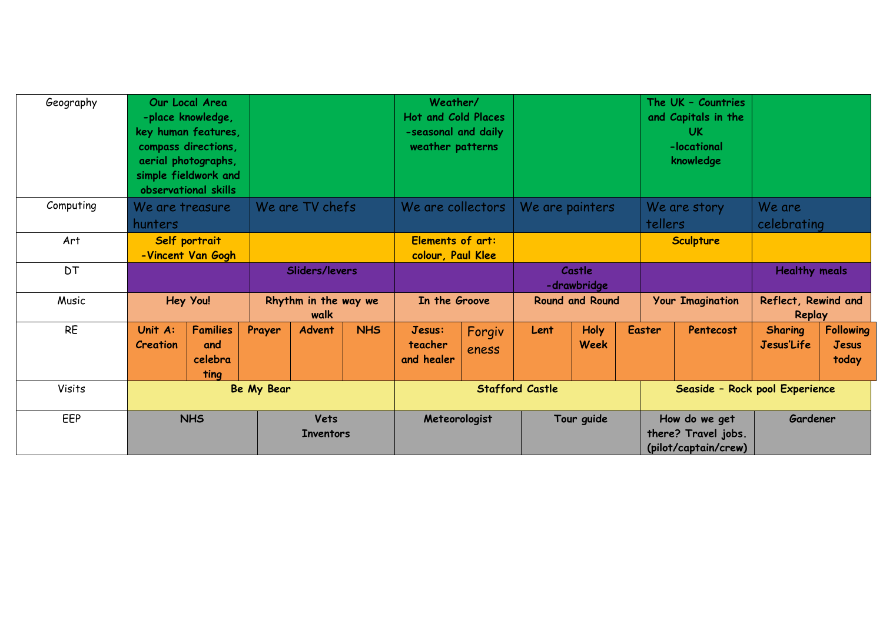| | | | | | | |
|---|---|---|---|---|---|---|
| Geography | **Our Local Area -place knowledge, key human features, compass directions, aerial photographs, simple fieldwork and observational skills** | | **Weather/ Hot and Cold Places -seasonal and daily weather patterns** | | **The UK – Countries and Capitals in the UK -locational knowledge** | |
| Computing | We are treasure hunters | We are TV chefs | We are collectors | We are painters | We are story tellers | We are celebrating |
| Art | **Self portrait -Vincent Van Gogh** | | **Elements of art: colour, Paul Klee** | | **Sculpture** | |
| DT | | **Sliders/levers** | | **Castle -drawbridge** | | **Healthy meals** |
| Music | **Hey You!** | **Rhythm in the way we walk** | **In the Groove** | **Round and Round** | **Your Imagination** | **Reflect, Rewind and Replay** |
| RE | **Unit A: Creation**; **Families and celebrating** | **Prayer**; **Advent**; **NHS** | **Jesus: teacher and healer**; Forgiveness | **Lent**; **Holy Week** | **Easter**; **Pentecost** | **Sharing Jesus'Life**; **Following Jesus today** |
| Visits | **Be My Bear** | | **Stafford Castle** | | **Seaside – Rock pool Experience** | |
| EEP | NHS | Vets Inventors | Meteorologist | Tour guide | How do we get there? Travel jobs. (pilot/captain/crew) | Gardener |